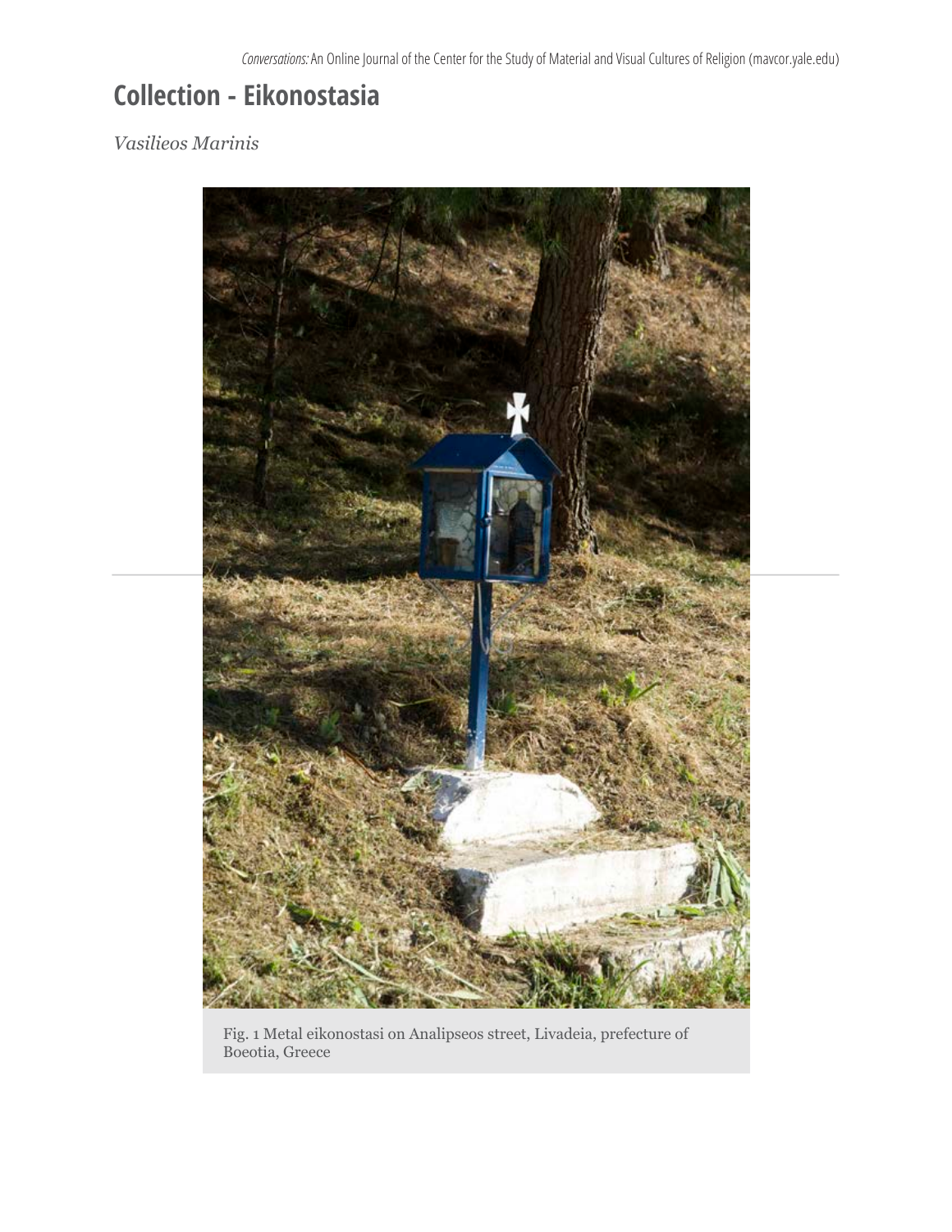# Collection - Eikonostasia

*Vasilieos Marinis*

Fig. 1 Metal eikonostasi on Analipseos street, Livadeia, prefecture of Boeotia, Greece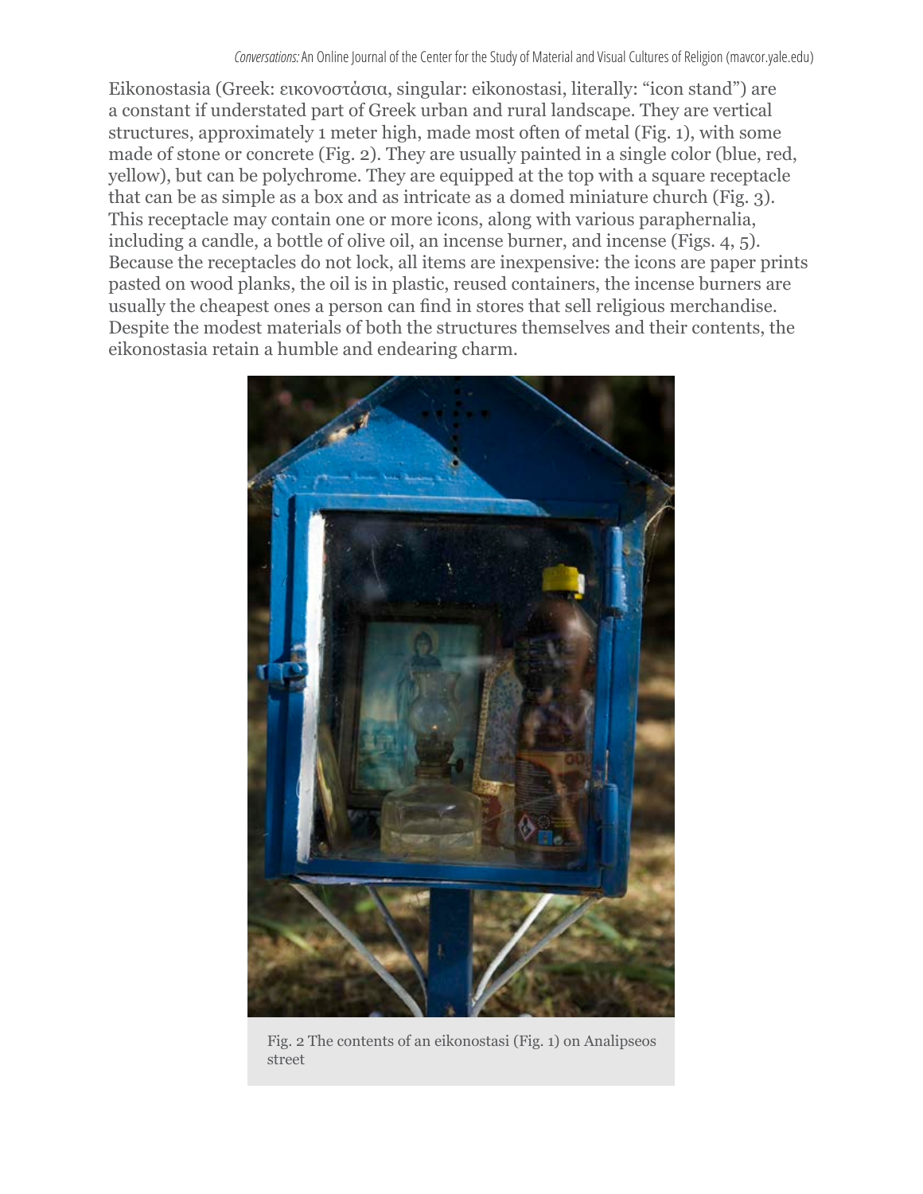Eikonostasia (Greek: εικονοστάσια, singular: eikonostasi, literally: "icon stand") are a constant if understated part of Greek urban and rural landscape. They are vertical structures, approximately 1 meter high, made most often of metal (Fig. 1), with some made of stone or concrete (Fig. 2). They are usually painted in a single color (blue, red, yellow), but can be polychrome. They are equipped at the top with a square receptacle that can be as simple as a box and as intricate as a domed miniature church (Fig. 3). This receptacle may contain one or more icons, along with various paraphernalia, including a candle, a bottle of olive oil, an incense burner, and incense (Figs. 4, 5). Because the receptacles do not lock, all items are inexpensive: the icons are paper prints pasted on wood planks, the oil is in plastic, reused containers, the incense burners are usually the cheapest ones a person can find in stores that sell religious merchandise. Despite the modest materials of both the structures themselves and their contents, the eikonostasia retain a humble and endearing charm.

Fig. 2 The contents of an eikonostasi (Fig. 1) on Analipseos street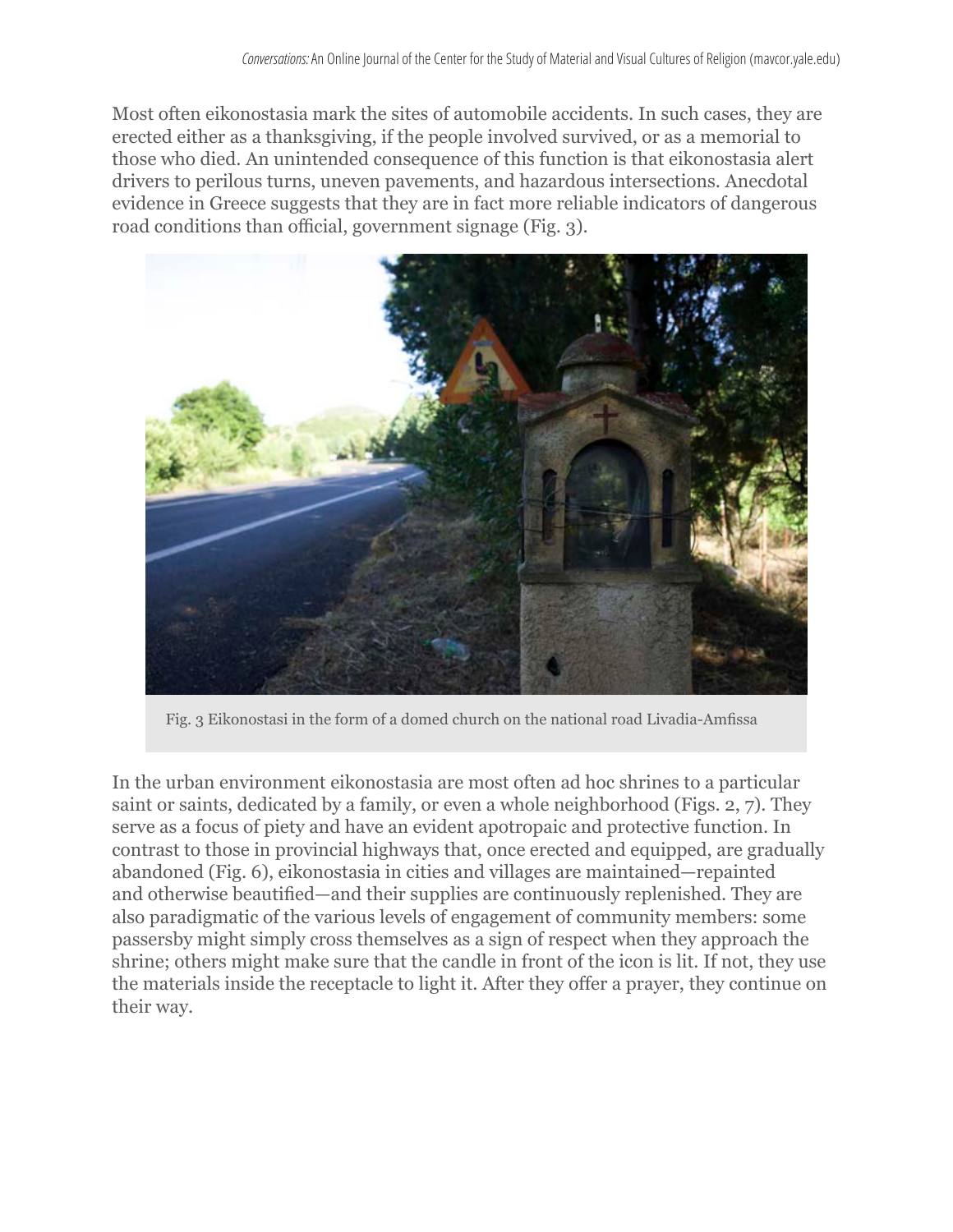Most often eikonostasia mark the sites of automobile accidents. In such cases, they are erected either as a thanksgiving, if the people involved survived, or as a memorial to those who died. An unintended consequence of this function is that eikonostasia alert drivers to perilous turns, uneven pavements, and hazardous intersections. Anecdotal evidence in Greece suggests that they are in fact more reliable indicators of dangerous road conditions than official, government signage (Fig. 3).

Fig. 3 Eikonostasi in the form of a domed church on the national road Livadia-Amfissa

In the urban environment eikonostasia are most often ad hoc shrines to a particular saint or saints, dedicated by a family, or even a whole neighborhood (Figs. 2, 7). They serve as a focus of piety and have an evident apotropaic and protective function. In contrast to those in provincial highways that, once erected and equipped, are gradually abandoned (Fig. 6), eikonostasia in cities and villages are maintained—repainted and otherwise beautified—and their supplies are continuously replenished. They are also paradigmatic of the various levels of engagement of community members: some passersby might simply cross themselves as a sign of respect when they approach the shrine; others might make sure that the candle in front of the icon is lit. If not, they use the materials inside the receptacle to light it. After they offer a prayer, they continue on their way.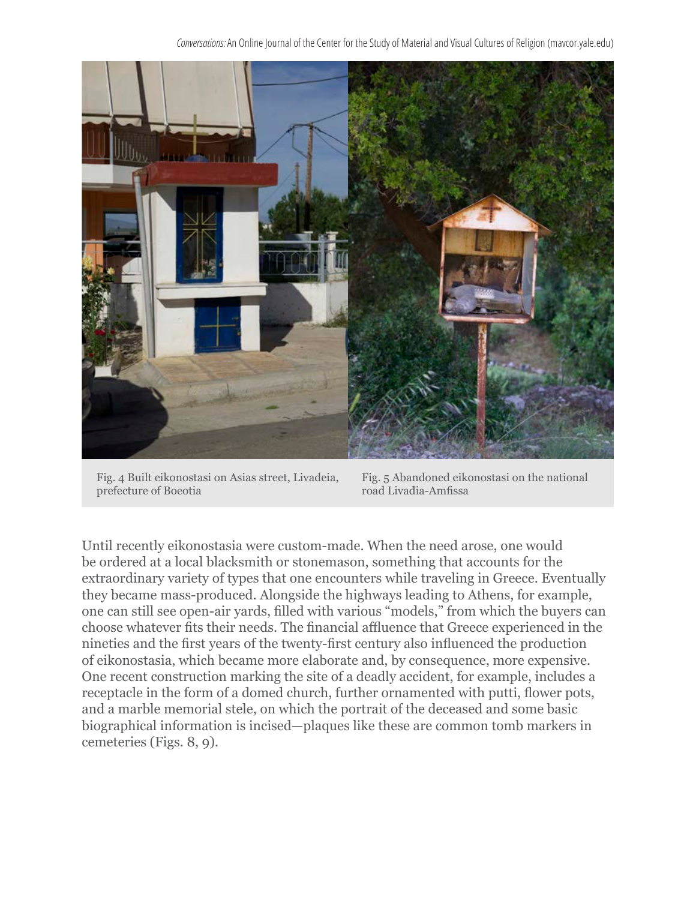Fig. 4 Built eikonostasi on Asias street, Livadeia, prefecture of Boeotia

Fig. 5 Abandoned eikonostasi on the national road Livadia-Amfissa

Until recently eikonostasia were custom-made. When the need arose, one would be ordered at a local blacksmith or stonemason, something that accounts for the extraordinary variety of types that one encounters while traveling in Greece. Eventually they became mass-produced. Alongside the highways leading to Athens, for example, one can still see open-air yards, filled with various "models," from which the buyers can choose whatever fits their needs. The financial affluence that Greece experienced in the nineties and the first years of the twenty-first century also influenced the production of eikonostasia, which became more elaborate and, by consequence, more expensive. One recent construction marking the site of a deadly accident, for example, includes a receptacle in the form of a domed church, further ornamented with putti, flower pots, and a marble memorial stele, on which the portrait of the deceased and some basic biographical information is incised—plaques like these are common tomb markers in cemeteries (Figs. 8, 9).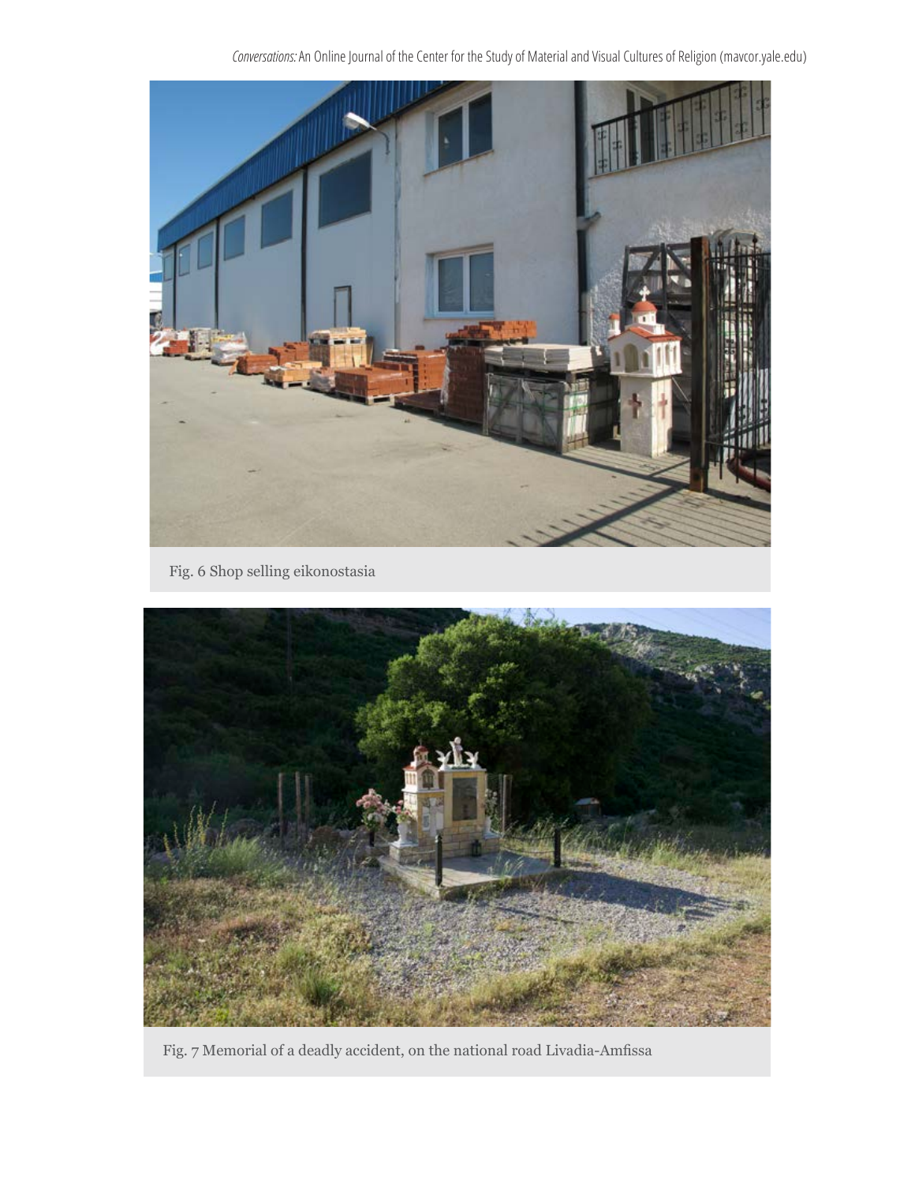Fig. 6 Shop selling eikonostasia

Fig. 7 Memorial of a deadly accident, on the national road Livadia-Amfissa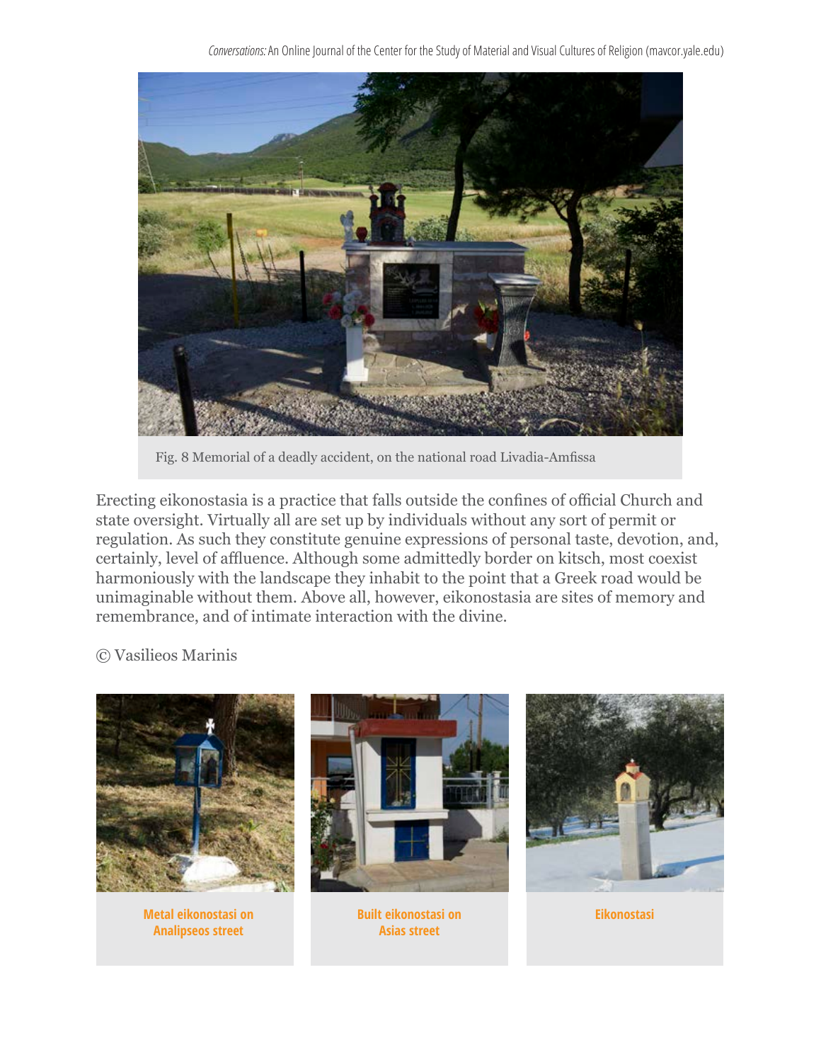Fig. 8 Memorial of a deadly accident, on the national road Livadia-Amfissa

Erecting eikonostasia is a practice that falls outside the confines of official Church and state oversight. Virtually all are set up by individuals without any sort of permit or regulation. As such they constitute genuine expressions of personal taste, devotion, and, certainly, level of affluence. Although some admittedly border on kitsch, most coexist harmoniously with the landscape they inhabit to the point that a Greek road would be unimaginable without them. Above all, however, eikonostasia are sites of memory and remembrance, and of intimate interaction with the divine.

© Vasilieos Marinis

Metal eikonostasi on Analipseos street

Built eikonostasi on Asias street

Eikonostasi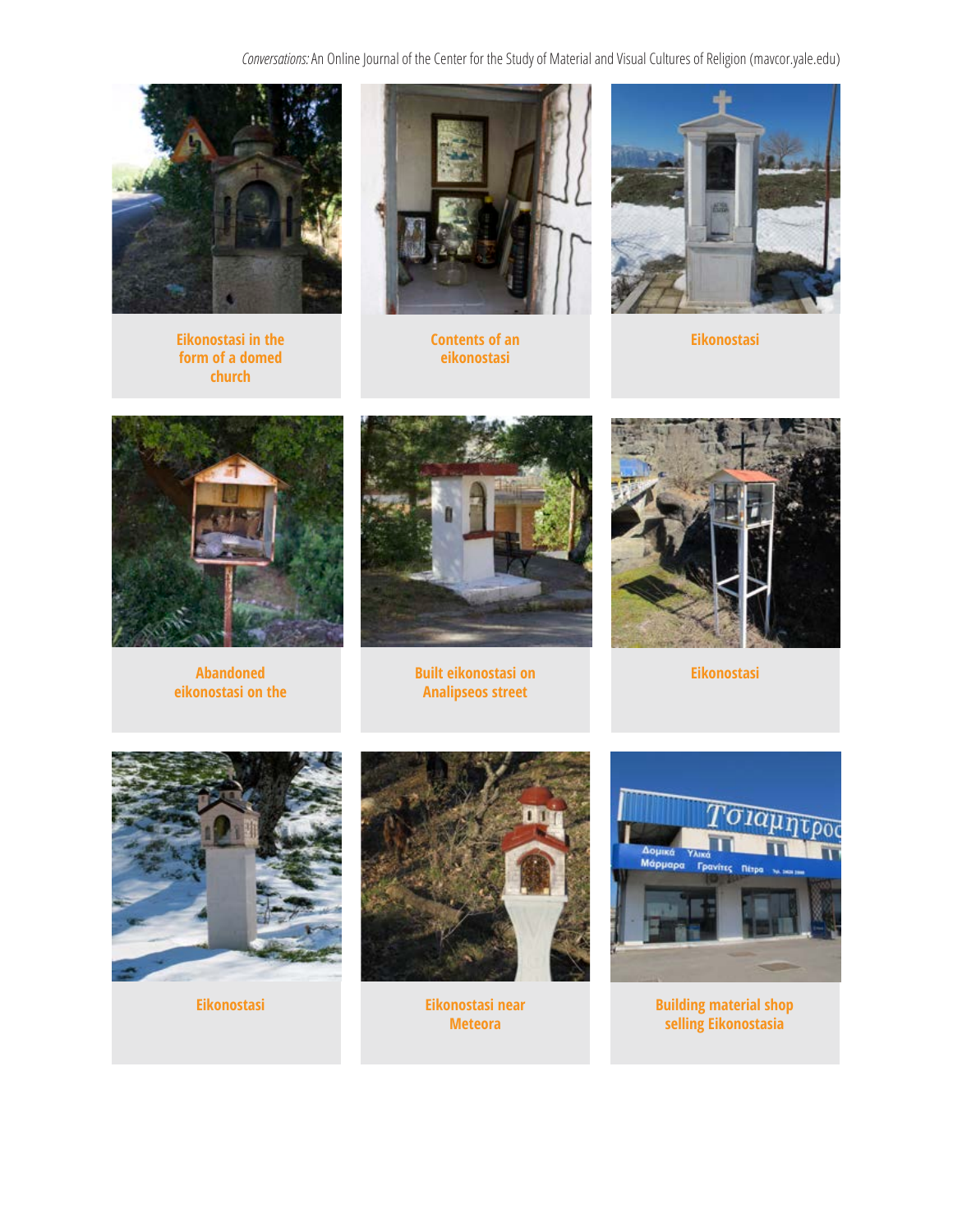Eikonostasi in the form of a domed church

Contents of an eikonostasi

Eikonostasi

Abandoned eikonostasi on the

Built eikonostasi on Analipseos street

Eikonostasi

Eikonostasi

Eikonostasi near Meteora

Building material shop selling Eikonostasia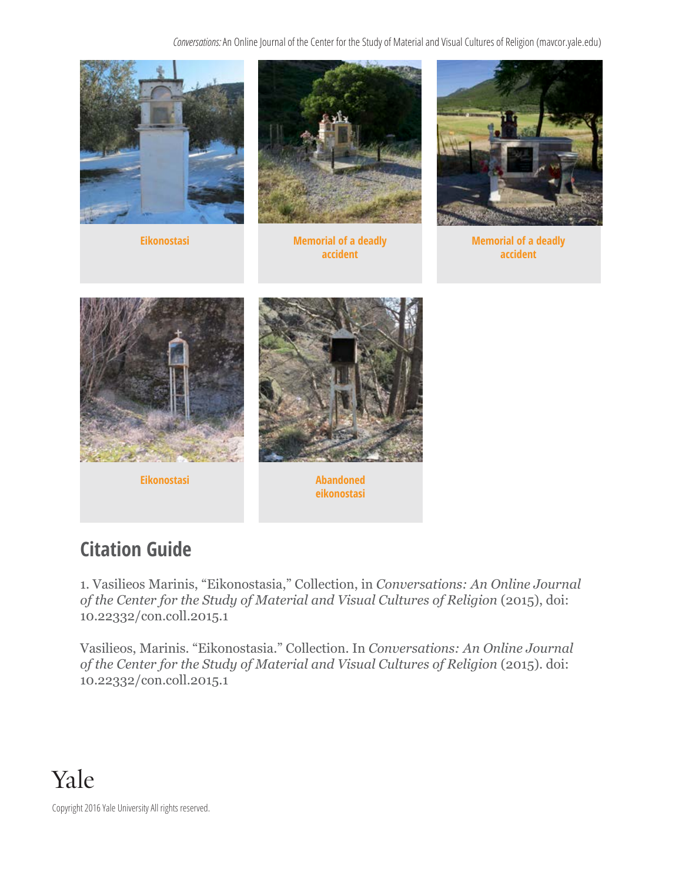Eikonostasi

Memorial of a deadly accident

Memorial of a deadly accident

Eikonostasi

Abandoned eikonostasi

## Citation Guide

1. Vasilieos Marinis, “Eikonostasia,” Collection, in *Conversations: An Online Journal of the Center for the Study of Material and Visual Cultures of Religion* (2015), doi: 10.22332/con.coll.2015.1

Vasilieos, Marinis. “Eikonostasia.” Collection. In *Conversations: An Online Journal of the Center for the Study of Material and Visual Cultures of Religion* (2015). doi: 10.22332/con.coll.2015.1

Yale

Copyright 2016 Yale University All rights reserved.